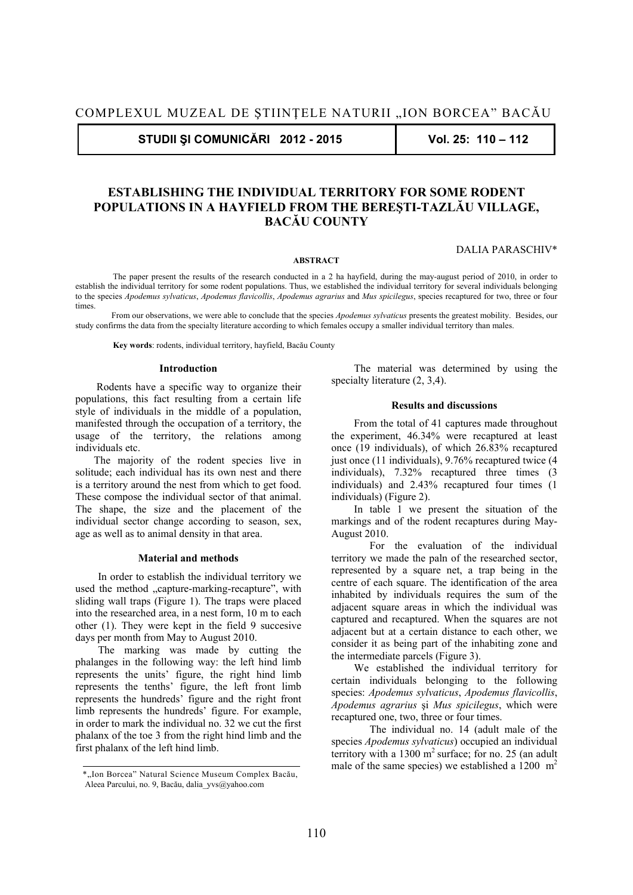COMPLEXUL MUZEAL DE ŞTIINŢELE NATURII „ION BORCEA" BACĂU

**STUDII ŞI COMUNICĂRI 2012 - 2015** | **Vol. 25: 110 – 112**

# ESTABLISHING THE INDIVIDUAL TERRITORY FOR SOME RODENT POPULATIONS IN A HAYFIELD FROM THE BEREŞTI-TAZLĂU VILLAGE, BACĂU COUNTY

DALIA PARASCHIV*

**ABSTRACT**

The paper present the results of the research conducted in a 2 ha hayfield, during the may-august period of 2010, in order to establish the individual territory for some rodent populations. Thus, we established the individual territory for several individuals belonging to the species *Apodemus sylvaticus*, *Apodemus flavicollis*, *Apodemus agrarius* and *Mus spicilegus*, species recaptured for two, three or four times.

From our observations, we were able to conclude that the species *Apodemus sylvaticus* presents the greatest mobility. Besides, our study confirms the data from the specialty literature according to which females occupy a smaller individual territory than males.

**Key words**: rodents, individual territory, hayfield, Bacău County

## Introduction

Rodents have a specific way to organize their populations, this fact resulting from a certain life style of individuals in the middle of a population, manifested through the occupation of a territory, the usage of the territory, the relations among individuals etc.

The majority of the rodent species live in solitude; each individual has its own nest and there is a territory around the nest from which to get food. These compose the individual sector of that animal. The shape, the size and the placement of the individual sector change according to season, sex, age as well as to animal density in that area.

## Material and methods

In order to establish the individual territory we used the method „capture-marking-recapture", with sliding wall traps (Figure 1). The traps were placed into the researched area, in a nest form, 10 m to each other (1). They were kept in the field 9 succesive days per month from May to August 2010.

The marking was made by cutting the phalanges in the following way: the left hind limb represents the units' figure, the right hind limb represents the tenths' figure, the left front limb represents the hundreds' figure and the right front limb represents the hundreds' figure. For example, in order to mark the individual no. 32 we cut the first phalanx of the toe 3 from the right hind limb and the first phalanx of the left hind limb.

The material was determined by using the specialty literature (2, 3,4).

## Results and discussions

From the total of 41 captures made throughout the experiment, 46.34% were recaptured at least once (19 individuals), of which 26.83% recaptured just once (11 individuals), 9.76% recaptured twice (4 individuals), 7.32% recaptured three times (3 individuals) and 2.43% recaptured four times (1 individuals) (Figure 2).

In table 1 we present the situation of the markings and of the rodent recaptures during May-August 2010.

For the evaluation of the individual territory we made the paln of the researched sector, represented by a square net, a trap being in the centre of each square. The identification of the area inhabited by individuals requires the sum of the adjacent square areas in which the individual was captured and recaptured. When the squares are not adjacent but at a certain distance to each other, we consider it as being part of the inhabiting zone and the intermediate parcels (Figure 3).

We established the individual territory for certain individuals belonging to the following species: *Apodemus sylvaticus*, *Apodemus flavicollis*, *Apodemus agrarius* şi *Mus spicilegus*, which were recaptured one, two, three or four times.

The individual no. 14 (adult male of the species *Apodemus sylvaticus*) occupied an individual territory with a 1300 m$^2$ surface; for no. 25 (an adult male of the same species) we established a 1200 m$^2$

---

*„Ion Borcea" Natural Science Museum Complex Bacău, Aleea Parcului, no. 9, Bacău, dalia_yvs@yahoo.com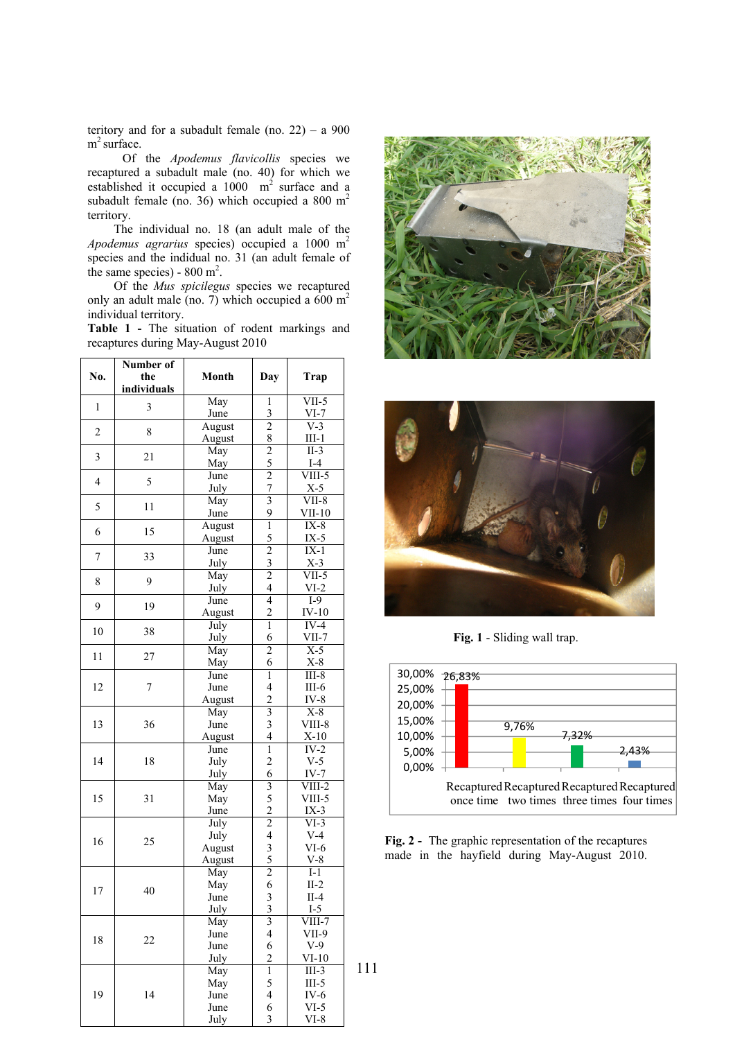teritory and for a subadult female (no. 22) – a 900 $m^2$ surface.

Of the *Apodemus flavicollis* species we recaptured a subadult male (no. 40) for which we established it occupied a 1000 $m^2$ surface and a subadult female (no. 36) which occupied a 800 $m^2$ territory.

The individual no. 18 (an adult male of the *Apodemus agrarius* species) occupied a 1000 $m^2$ species and the indidual no. 31 (an adult female of the same species) - 800 $m^2$.

Of the *Mus spicilegus* species we recaptured only an adult male (no. 7) which occupied a 600 $m^2$ individual territory.

**Table 1 -** The situation of rodent markings and recaptures during May-August 2010

| No. | Number of the individuals | Month | Day | Trap |
|---|---|---|---|---|
| 1 | 3 | May<br>June | 1<br>3 | VII-5<br>VI-7 |
| 2 | 8 | August<br>August | 2<br>8 | V-3<br>III-1 |
| 3 | 21 | May<br>May | 2<br>5 | II-3<br>I-4 |
| 4 | 5 | June<br>July | 2<br>7 | VIII-5<br>X-5 |
| 5 | 11 | May<br>June | 3<br>9 | VII-8<br>VII-10 |
| 6 | 15 | August<br>August | 1<br>5 | IX-8<br>IX-5 |
| 7 | 33 | June<br>July | 2<br>3 | IX-1<br>X-3 |
| 8 | 9 | May<br>July | 2<br>4 | VII-5<br>VI-2 |
| 9 | 19 | June<br>August | 4<br>2 | I-9<br>IV-10 |
| 10 | 38 | July<br>July | 1<br>6 | IV-4<br>VII-7 |
| 11 | 27 | May<br>May | 2<br>6 | X-5<br>X-8 |
| 12 | 7 | June<br>June<br>August | 1<br>4<br>2 | III-8<br>III-6<br>IV-8 |
| 13 | 36 | May<br>June<br>August | 3<br>3<br>4 | X-8<br>VIII-8<br>X-10 |
| 14 | 18 | June<br>July<br>July | 1<br>2<br>6 | IV-2<br>V-5<br>IV-7 |
| 15 | 31 | May<br>May<br>June | 3<br>5<br>2 | VIII-2<br>VIII-5<br>IX-3 |
| 16 | 25 | July<br>July<br>August<br>August | 2<br>4<br>3<br>5 | VI-3<br>V-4<br>VI-6<br>V-8 |
| 17 | 40 | May<br>May<br>June<br>July | 2<br>6<br>3<br>3 | I-1<br>II-2<br>II-4<br>I-5 |
| 18 | 22 | May<br>June<br>June<br>July | 3<br>4<br>6<br>2 | VIII-7<br>VII-9<br>V-9<br>VI-10 |
| 19 | 14 | May<br>May<br>June<br>June<br>July | 1<br>5<br>4<br>6<br>3 | III-3<br>III-5<br>IV-6<br>VI-5<br>VI-8 |

**Fig. 1** - Sliding wall trap.

| | Recaptured once time | Recaptured two times | Recaptured three times | Recaptured four times |
|---|---|---|---|---|
| | 26,83% | 9,76% | 7,32% | 2,43% |

**Fig. 2 -** The graphic representation of the recaptures made in the hayfield during May-August 2010.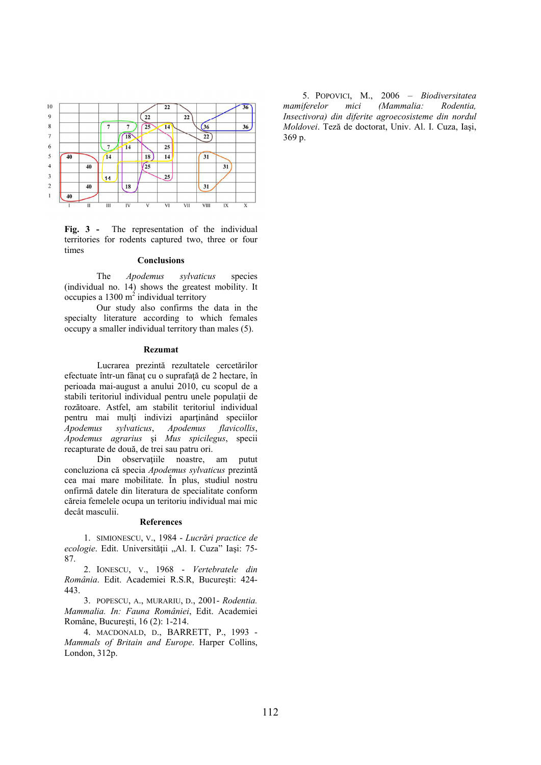10
9
8
7
6
5
4
3
2
1
I II III IV V VI VII VIII IX X

**Fig. 3** - The representation of the individual territories for rodents captured two, three or four times

### Conclusions

The *Apodemus sylvaticus* species (individual no. 14) shows the greatest mobility. It occupies a 1300 m[2] individual territory

Our study also confirms the data in the specialty literature according to which females occupy a smaller individual territory than males (5).

### Rezumat

Lucrarea prezintă rezultatele cercetărilor efectuate într-un fânaţ cu o suprafaţă de 2 hectare, în perioada mai-august a anului 2010, cu scopul de a stabili teritoriul individual pentru unele populaţii de rozătoare. Astfel, am stabilit teritoriul individual pentru mai mulţi indivizi aparţinând speciilor *Apodemus sylvaticus*, *Apodemus flavicollis*, *Apodemus agrarius* şi *Mus spicilegus*, specii recapturate de două, de trei sau patru ori.

Din observaţiile noastre, am putut concluziona că specia *Apodemus sylvaticus* prezintă cea mai mare mobilitate. În plus, studiul nostru onfirmă datele din literatura de specialitate conform căreia femelele ocupa un teritoriu individual mai mic decât masculii.

### References

1. SIMIONESCU, V., 1984 - *Lucrări practice de ecologie*. Edit. Universităţii „Al. I. Cuza" Iaşi: 75-87.
2. IONESCU, V., 1968 - *Vertebratele din România*. Edit. Academiei R.S.R, Bucureşti: 424-443.
3. POPESCU, A., MURARIU, D., 2001- *Rodentia. Mammalia. In: Fauna României*, Edit. Academiei Române, Bucureşti, 16 (2): 1-214.
4. MACDONALD, D., BARRETT, P., 1993 - *Mammals of Britain and Europe*. Harper Collins, London, 312p.
5. POPOVICI, M., 2006 – *Biodiversitatea mamiferelor mici (Mammalia: Rodentia, Insectivora) din diferite agroecosisteme din nordul Moldovei*. Teză de doctorat, Univ. Al. I. Cuza, Iaşi, 369 p.